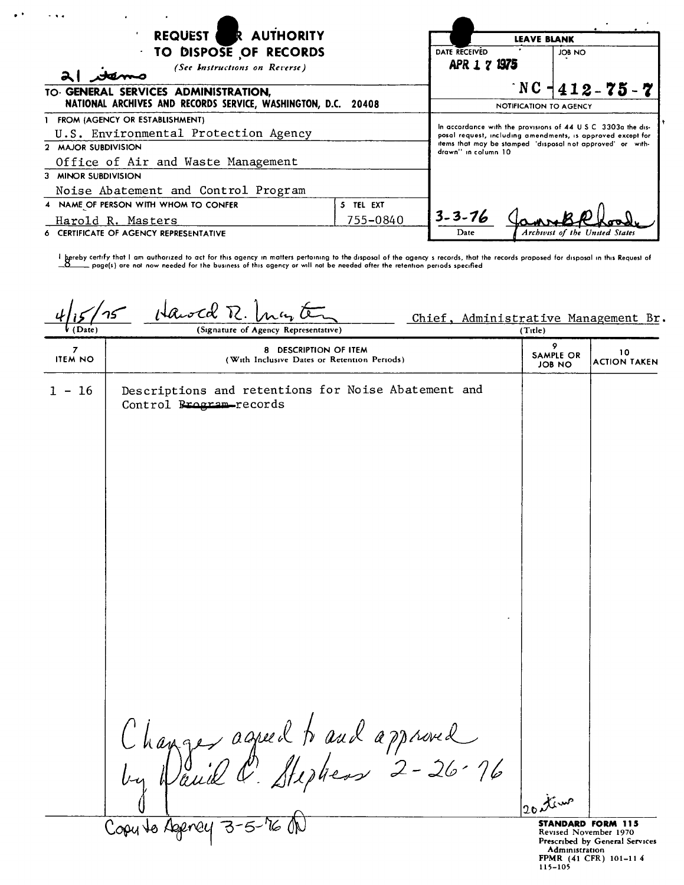# REQUEST FOR AUTHORITY TO DISPOSE OF RECORDS

*(See Instructions on Reverse)*

21 items

TO: GENERAL SERVICES ADMINISTRATION,
NATIONAL ARCHIVES AND RECORDS SERVICE, WASHINGTON, D.C. 20408

| LEAVE BLANK | |
|---|---|
| DATE RECEIVED: APR 17 1975 | JOB NO: NC-412-75-7 |

**NOTIFICATION TO AGENCY**

In accordance with the provisions of 44 U.S.C. 3303a the disposal request, including amendments, is approved except for items that may be stamped "disposal not approved" or "withdrawn" in column 10.

3-3-76 — James B. Rhoads — Archivist of the United States

1. FROM (AGENCY OR ESTABLISHMENT): U.S. Environmental Protection Agency
2. MAJOR SUBDIVISION: Office of Air and Waste Management
3. MINOR SUBDIVISION: Noise Abatement and Control Program
4. NAME OF PERSON WITH WHOM TO CONFER: Harold R. Masters
5. TEL EXT: 755-0840
6. CERTIFICATE OF AGENCY REPRESENTATIVE

I hereby certify that I am authorized to act for this agency in matters pertaining to the disposal of the agency's records, that the records proposed for disposal in this Request of 8 page(s) are not now needed for the business of this agency or will not be needed after the retention periods specified.

4/15/75 — Harold R. Masters (Signature of Agency Representative) — Chief, Administrative Management Br. (Title)

| 7 ITEM NO | 8 DESCRIPTION OF ITEM (With Inclusive Dates or Retention Periods) | 9 SAMPLE OR JOB NO | 10 ACTION TAKEN |
|---|---|---|---|
| 1 - 16 | Descriptions and retentions for Noise Abatement and Control ~~Program~~ records | 20 items | |

Changes agreed to and approved by David C. Stephens 2-26-76

Copy to Agency 3-5-76

STANDARD FORM 115
Revised November 1970
Prescribed by General Services Administration
FPMR (41 CFR) 101-11.4
115-105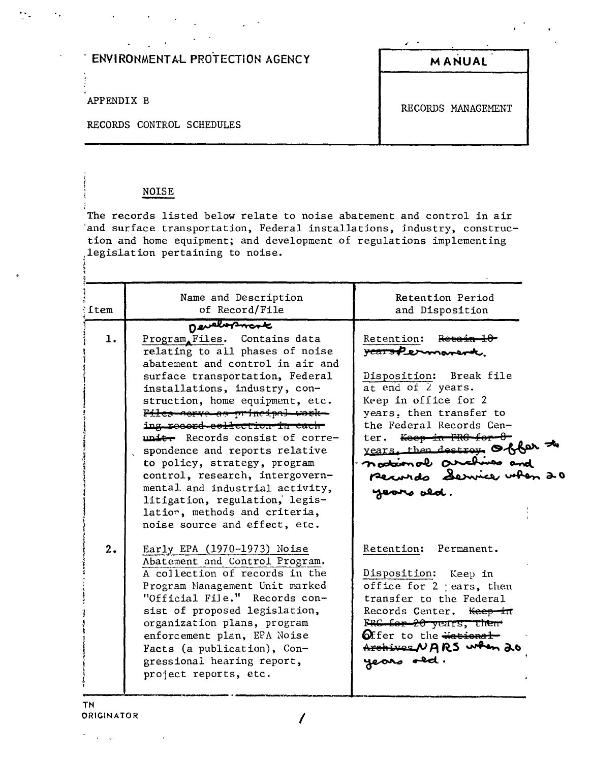ENVIRONMENTAL PROTECTION AGENCY

**MANUAL**

APPENDIX B

RECORDS CONTROL SCHEDULES

RECORDS MANAGEMENT

## NOISE

The records listed below relate to noise abatement and control in air and surface transportation, Federal installations, industry, construction and home equipment; and development of regulations implementing legislation pertaining to noise.

| Item | Name and Description of Record/File | Retention Period and Disposition |
|---|---|---|
| 1. | Program Development Files. Contains data relating to all phases of noise abatement and control in air and surface transportation, Federal installations, industry, construction, home equipment, etc. ~~Files serve as principal working record collection in each unit.~~ Records consist of correspondence and reports relative to policy, strategy, program control, research, intergovernmental and industrial activity, litigation, regulation, legislation, methods and criteria, noise source and effect, etc. | Retention: ~~Retain 10 years~~ Permanent.<br><br>Disposition: Break file at end of 2 years. Keep in office for 2 years, then transfer to the Federal Records Center. ~~Keep in FRC for 8 years, then destroy.~~ Offer to national archives and Records Service when 20 years old. |
| 2. | Early EPA (1970-1973) Noise Abatement and Control Program. A collection of records in the Program Management Unit marked "Official File." Records consist of proposed legislation, organization plans, program enforcement plan, EPA Noise Facts (a publication), Congressional hearing report, project reports, etc. | Retention: Permanent.<br><br>Disposition: Keep in office for 2 years, then transfer to the Federal Records Center. ~~Keep in FRC for 20 years, then~~ Offer to the ~~National Archives~~ NARS when 20 years old. |

TN
ORIGINATOR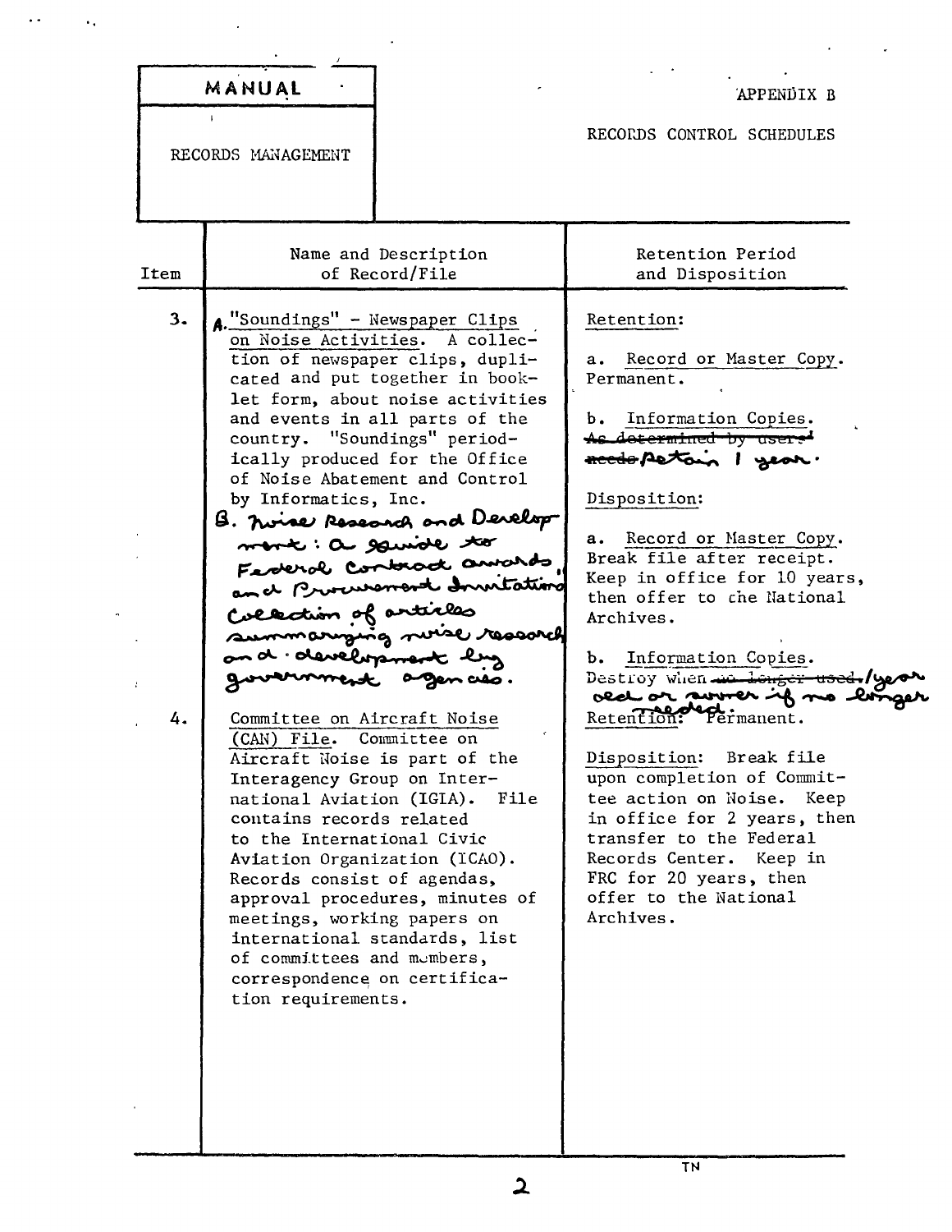| MANUAL | APPENDIX B |
| --- | --- |
| RECORDS MANAGEMENT | RECORDS CONTROL SCHEDULES |

| Item | Name and Description of Record/File | Retention Period and Disposition |
| --- | --- | --- |
| 3. | A. "Soundings" - Newspaper Clips on Noise Activities. A collection of newspaper clips, duplicated and put together in booklet form, about noise activities and events in all parts of the country. "Soundings" periodically produced for the Office of Noise Abatement and Control by Informatics, Inc.<br><br>B. Noise Research and Development: a Guide to Federal Contract awards and Procurement Invitations. Collection of articles summarizing noise research and development by government agencies. | Retention:<br><br>a. Record or Master Copy. Permanent.<br><br>b. Information Copies. ~~As determined by users' needs~~ Retain 1 year.<br><br>Disposition:<br><br>a. Record or Master Copy. Break file after receipt. Keep in office for 10 years, then offer to the National Archives.<br><br>b. Information Copies. Destroy when ~~no longer used.~~ 1 year old or sooner if no longer needed. |
| 4. | Committee on Aircraft Noise (CAN) File. Committee on Aircraft Noise is part of the Interagency Group on International Aviation (IGIA). File contains records related to the International Civic Aviation Organization (ICAO). Records consist of agendas, approval procedures, minutes of meetings, working papers on international standards, list of committees and members, correspondence on certification requirements. | Retention: Permanent.<br><br>Disposition: Break file upon completion of Committee action on Noise. Keep in office for 2 years, then transfer to the Federal Records Center. Keep in FRC for 20 years, then offer to the National Archives. |

TN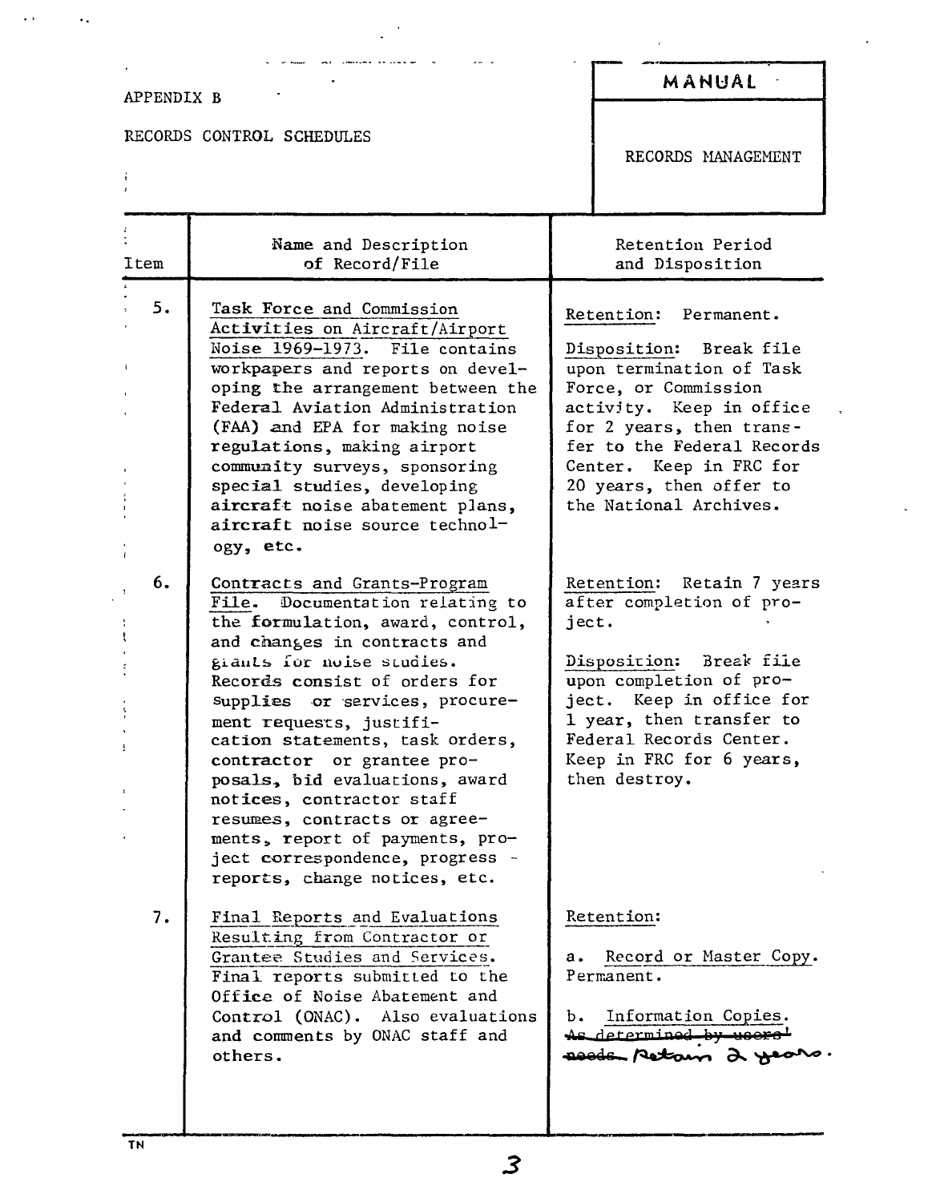APPENDIX B

RECORDS CONTROL SCHEDULES

**MANUAL**

RECORDS MANAGEMENT

| Item | Name and Description of Record/File | Retention Period and Disposition |
|---|---|---|
| 5. | Task Force and Commission Activities on Aircraft/Airport Noise 1969-1973. File contains workpapers and reports on developing the arrangement between the Federal Aviation Administration (FAA) and EPA for making noise regulations, making airport community surveys, sponsoring special studies, developing aircraft noise abatement plans, aircraft noise source technology, etc. | Retention: Permanent.<br><br>Disposition: Break file upon termination of Task Force, or Commission activity. Keep in office for 2 years, then transfer to the Federal Records Center. Keep in FRC for 20 years, then offer to the National Archives. |
| 6. | Contracts and Grants-Program File. Documentation relating to the formulation, award, control, and changes in contracts and grants for noise studies. Records consist of orders for supplies or services, procurement requests, justification statements, task orders, contractor or grantee proposals, bid evaluations, award notices, contractor staff resumes, contracts or agreements, report of payments, project correspondence, progress reports, change notices, etc. | Retention: Retain 7 years after completion of project.<br><br>Disposition: Break file upon completion of project. Keep in office for 1 year, then transfer to Federal Records Center. Keep in FRC for 6 years, then destroy. |
| 7. | Final Reports and Evaluations Resulting from Contractor or Grantee Studies and Services. Final reports submitted to the Office of Noise Abatement and Control (ONAC). Also evaluations and comments by ONAC staff and others. | Retention:<br><br>a. Record or Master Copy. Permanent.<br><br>b. Information Copies. ~~As determined by users' needs.~~ Retain 2 years. |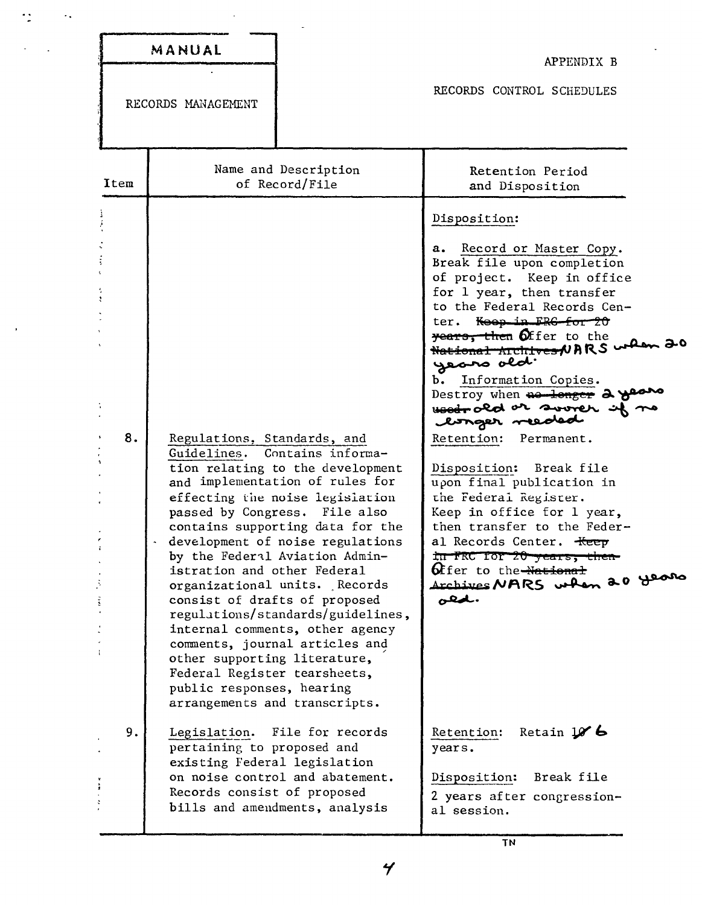| MANUAL | APPENDIX B |
|---|---|
| RECORDS MANAGEMENT | RECORDS CONTROL SCHEDULES |

| Item | Name and Description of Record/File | Retention Period and Disposition |
|---|---|---|
| | | Disposition:<br><br>a. Record or Master Copy. Break file upon completion of project. Keep in office for 1 year, then transfer to the Federal Records Center. ~~Keep in FRC for 20 years, then~~ Offer to the ~~National Archives~~ NARS when 20 years old.<br><br>b. Information Copies. Destroy when ~~no longer used~~ 2 years old or sooner if no longer needed |
| 8. | Regulations, Standards, and Guidelines. Contains information relating to the development and implementation of rules for effecting the noise legislation passed by Congress. File also contains supporting data for the development of noise regulations by the Federal Aviation Administration and other Federal organizational units. Records consist of drafts of proposed regulations/standards/guidelines, internal comments, other agency comments, journal articles and other supporting literature, Federal Register tearsheets, public responses, hearing arrangements and transcripts. | Retention: Permanent.<br><br>Disposition: Break file upon final publication in the Federal Register. Keep in office for 1 year, then transfer to the Federal Records Center. ~~Keep in FRC for 20 years, then~~ Offer to the ~~National Archives~~ NARS when 20 years old. |
| 9. | Legislation. File for records pertaining to proposed and existing Federal legislation on noise control and abatement. Records consist of proposed bills and amendments, analysis | Retention: Retain ~~10~~ 6 years.<br><br>Disposition: Break file 2 years after congressional session. |

TN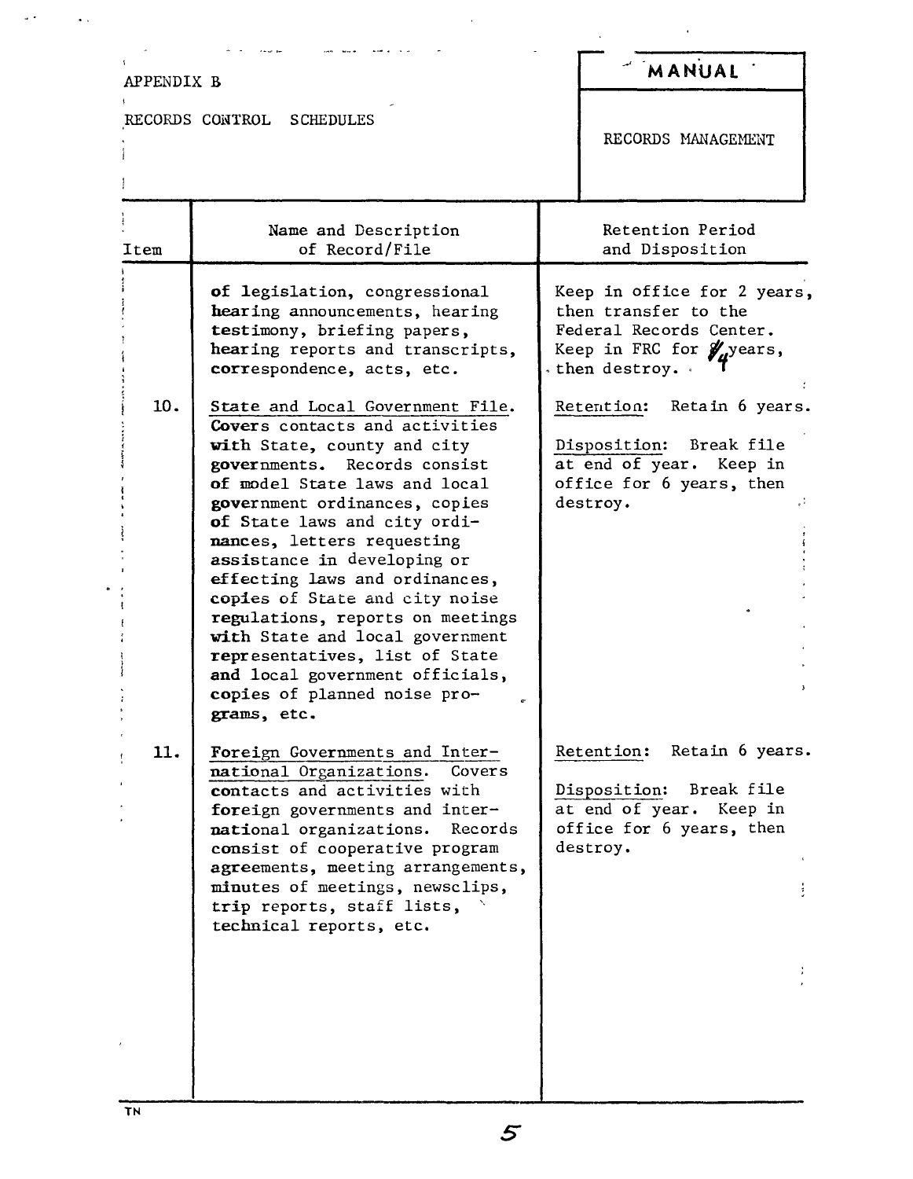APPENDIX B

RECORDS CONTROL SCHEDULES

**MANUAL**

RECORDS MANAGEMENT

| Item | Name and Description of Record/File | Retention Period and Disposition |
|---|---|---|
| | of legislation, congressional hearing announcements, hearing testimony, briefing papers, hearing reports and transcripts, correspondence, acts, etc. | Keep in office for 2 years, then transfer to the Federal Records Center. Keep in FRC for 4 years, then destroy. |
| 10. | State and Local Government File. Covers contacts and activities with State, county and city governments. Records consist of model State laws and local government ordinances, copies of State laws and city ordinances, letters requesting assistance in developing or effecting laws and ordinances, copies of State and city noise regulations, reports on meetings with State and local government representatives, list of State and local government officials, copies of planned noise programs, etc. | Retention: Retain 6 years.<br><br>Disposition: Break file at end of year. Keep in office for 6 years, then destroy. |
| 11. | Foreign Governments and International Organizations. Covers contacts and activities with foreign governments and international organizations. Records consist of cooperative program agreements, meeting arrangements, minutes of meetings, newsclips, trip reports, staff lists, technical reports, etc. | Retention: Retain 6 years.<br><br>Disposition: Break file at end of year. Keep in office for 6 years, then destroy. |

TN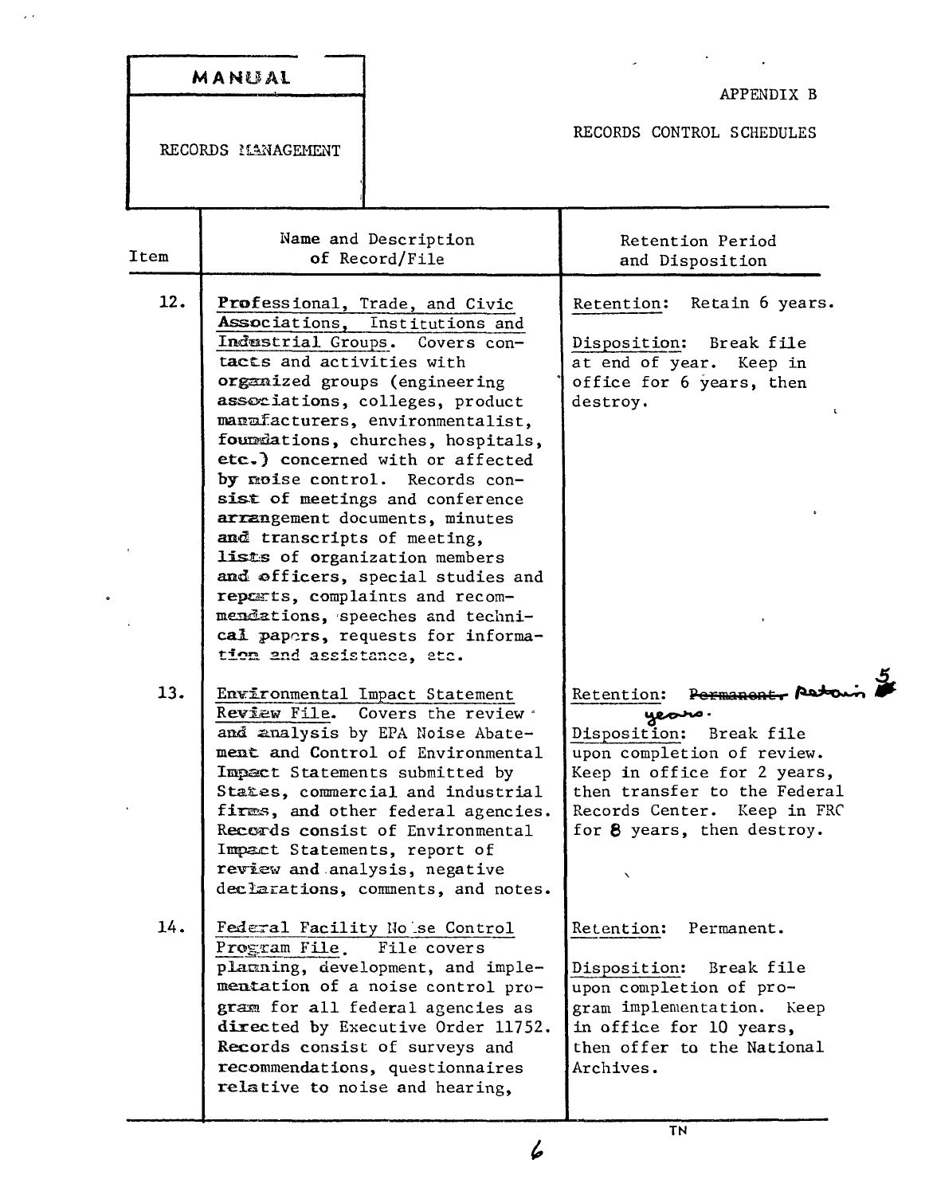| MANUAL | APPENDIX B |
| --- | --- |
| RECORDS MANAGEMENT | RECORDS CONTROL SCHEDULES |

| Item | Name and Description of Record/File | Retention Period and Disposition |
| --- | --- | --- |
| 12. | Professional, Trade, and Civic Associations, Institutions and Industrial Groups. Covers contacts and activities with organized groups (engineering associations, colleges, product manufacturers, environmentalist, foundations, churches, hospitals, etc.) concerned with or affected by noise control. Records consist of meetings and conference arrangement documents, minutes and transcripts of meeting, lists of organization members and officers, special studies and reports, complaints and recommendations, speeches and technical papers, requests for information and assistance, etc. | Retention: Retain 6 years.<br><br>Disposition: Break file at end of year. Keep in office for 6 years, then destroy. |
| 13. | Environmental Impact Statement Review File. Covers the review and analysis by EPA Noise Abatement and Control of Environmental Impact Statements submitted by States, commercial and industrial firms, and other federal agencies. Records consist of Environmental Impact Statements, report of review and analysis, negative declarations, comments, and notes. | Retention: ~~Permanent.~~ Retain 5 years.<br><br>Disposition: Break file upon completion of review. Keep in office for 2 years, then transfer to the Federal Records Center. Keep in FRC for 8 years, then destroy. |
| 14. | Federal Facility Noise Control Program File. File covers planning, development, and implementation of a noise control program for all federal agencies as directed by Executive Order 11752. Records consist of surveys and recommendations, questionnaires relative to noise and hearing, | Retention: Permanent.<br><br>Disposition: Break file upon completion of program implementation. Keep in office for 10 years, then offer to the National Archives. |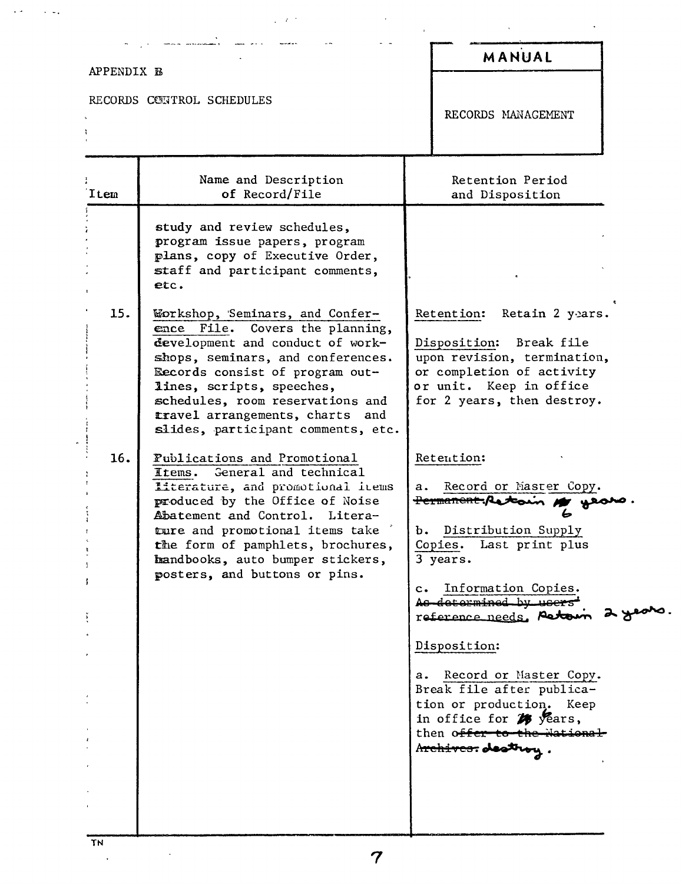APPENDIX B

RECORDS CONTROL SCHEDULES

**MANUAL**

RECORDS MANAGEMENT

| Item | Name and Description of Record/File | Retention Period and Disposition |
|---|---|---|
| | study and review schedules, program issue papers, program plans, copy of Executive Order, staff and participant comments, etc. | |
| 15. | Workshop, Seminars, and Conference File. Covers the planning, development and conduct of workshops, seminars, and conferences. Records consist of program outlines, scripts, speeches, schedules, room reservations and travel arrangements, charts and slides, participant comments, etc. | Retention: Retain 2 years.<br><br>Disposition: Break file upon revision, termination, or completion of activity or unit. Keep in office for 2 years, then destroy. |
| 16. | Publications and Promotional Items. General and technical literature, and promotional items produced by the Office of Noise Abatement and Control. Literature and promotional items take the form of pamphlets, brochures, handbooks, auto bumper stickers, posters, and buttons or pins. | Retention:<br><br>a. Record or Master Copy. ~~Permanent.~~ Retain 6 years.<br><br>b. Distribution Supply Copies. Last print plus 3 years.<br><br>c. Information Copies. ~~As determined by users' reference needs.~~ Retain 2 years.<br><br>Disposition:<br><br>a. Record or Master Copy. Break file after publication or production. Keep in office for 6 years, then ~~offer to the National Archives.~~ destroy. |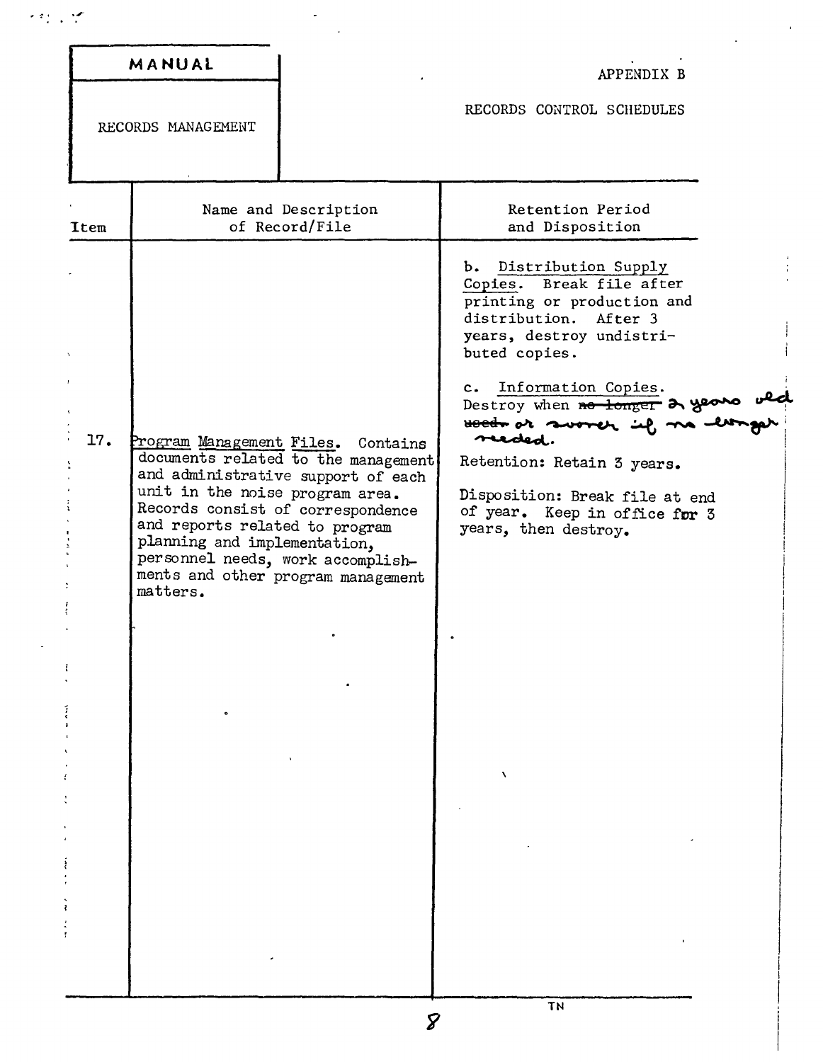| MANUAL | APPENDIX B |
|---|---|
| RECORDS MANAGEMENT | RECORDS CONTROL SCHEDULES |

| Item | Name and Description of Record/File | Retention Period and Disposition |
|---|---|---|
| | | b. Distribution Supply Copies. Break file after printing or production and distribution. After 3 years, destroy undistributed copies.<br><br>c. Information Copies. Destroy when ~~no longer used.~~ 2 years old or sooner if no longer needed. |
| 17. | Program Management Files. Contains documents related to the management and administrative support of each unit in the noise program area. Records consist of correspondence and reports related to program planning and implementation, personnel needs, work accomplishments and other program management matters. | Retention: Retain 3 years.<br><br>Disposition: Break file at end of year. Keep in office for 3 years, then destroy. |

TN